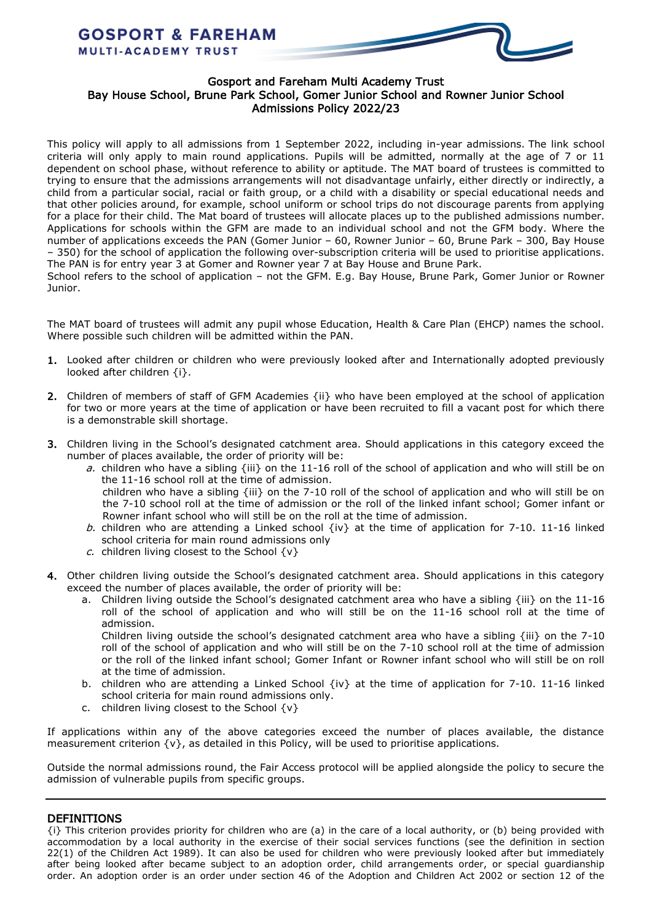**GOSPORT & FAREHAM**
**MULTI-ACADEMY TRUST**

# Gosport and Fareham Multi Academy Trust
# Bay House School, Brune Park School, Gomer Junior School and Rowner Junior School
# Admissions Policy 2022/23

This policy will apply to all admissions from 1 September 2022, including in-year admissions. The link school criteria will only apply to main round applications. Pupils will be admitted, normally at the age of 7 or 11 dependent on school phase, without reference to ability or aptitude. The MAT board of trustees is committed to trying to ensure that the admissions arrangements will not disadvantage unfairly, either directly or indirectly, a child from a particular social, racial or faith group, or a child with a disability or special educational needs and that other policies around, for example, school uniform or school trips do not discourage parents from applying for a place for their child. The Mat board of trustees will allocate places up to the published admissions number. Applications for schools within the GFM are made to an individual school and not the GFM body. Where the number of applications exceeds the PAN (Gomer Junior – 60, Rowner Junior – 60, Brune Park – 300, Bay House – 350) for the school of application the following over-subscription criteria will be used to prioritise applications. The PAN is for entry year 3 at Gomer and Rowner year 7 at Bay House and Brune Park.
School refers to the school of application – not the GFM. E.g. Bay House, Brune Park, Gomer Junior or Rowner Junior.

The MAT board of trustees will admit any pupil whose Education, Health & Care Plan (EHCP) names the school. Where possible such children will be admitted within the PAN.

1. Looked after children or children who were previously looked after and Internationally adopted previously looked after children {i}.

2. Children of members of staff of GFM Academies {ii} who have been employed at the school of application for two or more years at the time of application or have been recruited to fill a vacant post for which there is a demonstrable skill shortage.

3. Children living in the School's designated catchment area. Should applications in this category exceed the number of places available, the order of priority will be:
    a. children who have a sibling {iii} on the 11-16 roll of the school of application and who will still be on the 11-16 school roll at the time of admission.
       children who have a sibling {iii} on the 7-10 roll of the school of application and who will still be on the 7-10 school roll at the time of admission or the roll of the linked infant school; Gomer infant or Rowner infant school who will still be on the roll at the time of admission.
    b. children who are attending a Linked school {iv} at the time of application for 7-10. 11-16 linked school criteria for main round admissions only
    c. children living closest to the School {v}

4. Other children living outside the School's designated catchment area. Should applications in this category exceed the number of places available, the order of priority will be:
    a. Children living outside the School's designated catchment area who have a sibling {iii} on the 11-16 roll of the school of application and who will still be on the 11-16 school roll at the time of admission.
       Children living outside the school's designated catchment area who have a sibling {iii} on the 7-10 roll of the school of application and who will still be on the 7-10 school roll at the time of admission or the roll of the linked infant school; Gomer Infant or Rowner infant school who will still be on roll at the time of admission.
    b. children who are attending a Linked School {iv} at the time of application for 7-10. 11-16 linked school criteria for main round admissions only.
    c. children living closest to the School {v}

If applications within any of the above categories exceed the number of places available, the distance measurement criterion {v}, as detailed in this Policy, will be used to prioritise applications.

Outside the normal admissions round, the Fair Access protocol will be applied alongside the policy to secure the admission of vulnerable pupils from specific groups.

---

## DEFINITIONS

{i} This criterion provides priority for children who are (a) in the care of a local authority, or (b) being provided with accommodation by a local authority in the exercise of their social services functions (see the definition in section 22(1) of the Children Act 1989). It can also be used for children who were previously looked after but immediately after being looked after became subject to an adoption order, child arrangements order, or special guardianship order. An adoption order is an order under section 46 of the Adoption and Children Act 2002 or section 12 of the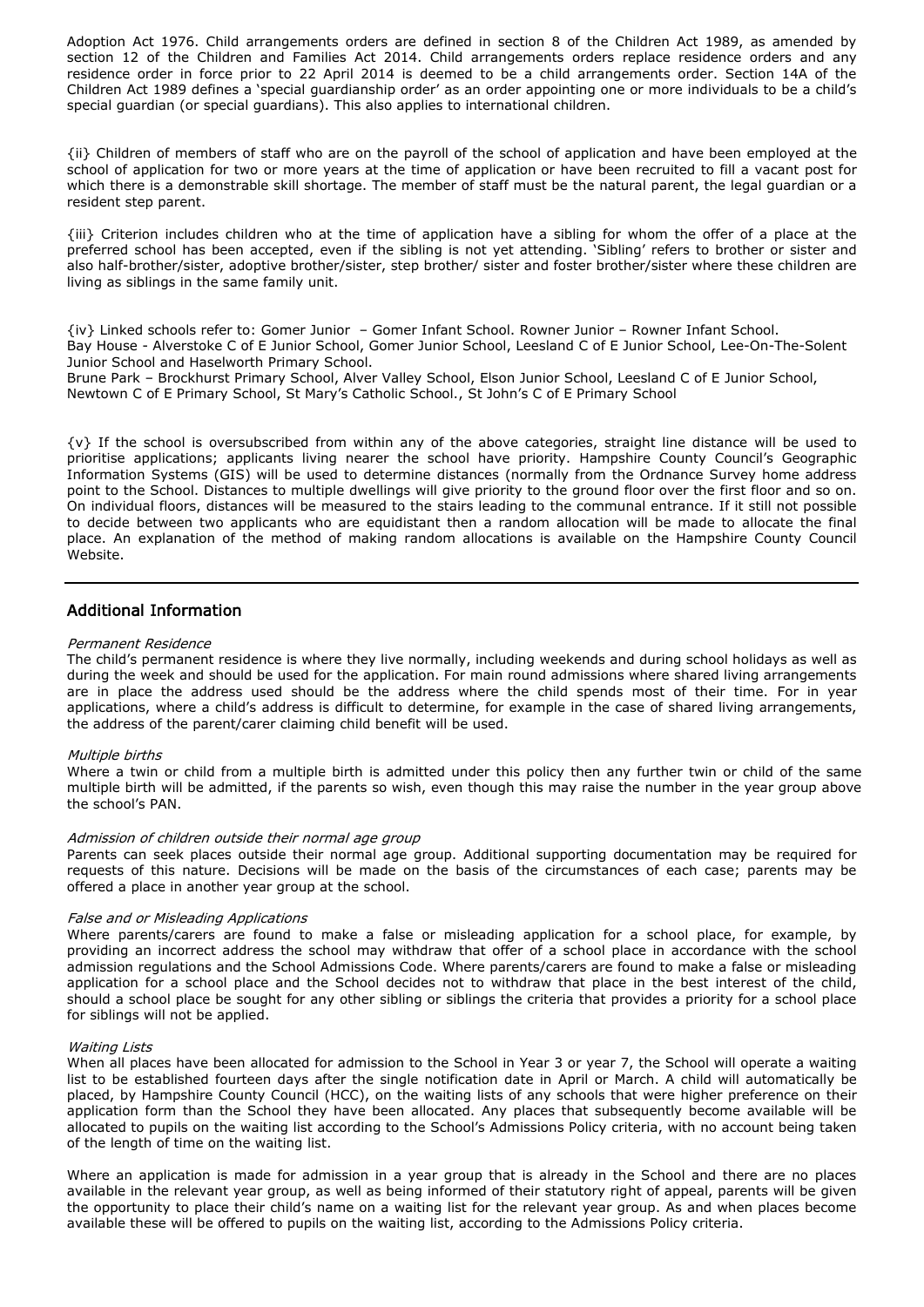Adoption Act 1976. Child arrangements orders are defined in section 8 of the Children Act 1989, as amended by section 12 of the Children and Families Act 2014. Child arrangements orders replace residence orders and any residence order in force prior to 22 April 2014 is deemed to be a child arrangements order. Section 14A of the Children Act 1989 defines a 'special guardianship order' as an order appointing one or more individuals to be a child's special guardian (or special guardians). This also applies to international children.

{ii} Children of members of staff who are on the payroll of the school of application and have been employed at the school of application for two or more years at the time of application or have been recruited to fill a vacant post for which there is a demonstrable skill shortage. The member of staff must be the natural parent, the legal guardian or a resident step parent.

{iii} Criterion includes children who at the time of application have a sibling for whom the offer of a place at the preferred school has been accepted, even if the sibling is not yet attending. 'Sibling' refers to brother or sister and also half-brother/sister, adoptive brother/sister, step brother/ sister and foster brother/sister where these children are living as siblings in the same family unit.

{iv} Linked schools refer to: Gomer Junior – Gomer Infant School. Rowner Junior – Rowner Infant School.
Bay House - Alverstoke C of E Junior School, Gomer Junior School, Leesland C of E Junior School, Lee-On-The-Solent Junior School and Haselworth Primary School.
Brune Park – Brockhurst Primary School, Alver Valley School, Elson Junior School, Leesland C of E Junior School, Newtown C of E Primary School, St Mary's Catholic School., St John's C of E Primary School

{v} If the school is oversubscribed from within any of the above categories, straight line distance will be used to prioritise applications; applicants living nearer the school have priority. Hampshire County Council's Geographic Information Systems (GIS) will be used to determine distances (normally from the Ordnance Survey home address point to the School. Distances to multiple dwellings will give priority to the ground floor over the first floor and so on. On individual floors, distances will be measured to the stairs leading to the communal entrance. If it still not possible to decide between two applicants who are equidistant then a random allocation will be made to allocate the final place. An explanation of the method of making random allocations is available on the Hampshire County Council Website.

## Additional Information

*Permanent Residence*
The child's permanent residence is where they live normally, including weekends and during school holidays as well as during the week and should be used for the application. For main round admissions where shared living arrangements are in place the address used should be the address where the child spends most of their time. For in year applications, where a child's address is difficult to determine, for example in the case of shared living arrangements, the address of the parent/carer claiming child benefit will be used.

*Multiple births*
Where a twin or child from a multiple birth is admitted under this policy then any further twin or child of the same multiple birth will be admitted, if the parents so wish, even though this may raise the number in the year group above the school's PAN.

*Admission of children outside their normal age group*
Parents can seek places outside their normal age group. Additional supporting documentation may be required for requests of this nature. Decisions will be made on the basis of the circumstances of each case; parents may be offered a place in another year group at the school.

*False and or Misleading Applications*
Where parents/carers are found to make a false or misleading application for a school place, for example, by providing an incorrect address the school may withdraw that offer of a school place in accordance with the school admission regulations and the School Admissions Code. Where parents/carers are found to make a false or misleading application for a school place and the School decides not to withdraw that place in the best interest of the child, should a school place be sought for any other sibling or siblings the criteria that provides a priority for a school place for siblings will not be applied.

*Waiting Lists*
When all places have been allocated for admission to the School in Year 3 or year 7, the School will operate a waiting list to be established fourteen days after the single notification date in April or March. A child will automatically be placed, by Hampshire County Council (HCC), on the waiting lists of any schools that were higher preference on their application form than the School they have been allocated. Any places that subsequently become available will be allocated to pupils on the waiting list according to the School's Admissions Policy criteria, with no account being taken of the length of time on the waiting list.

Where an application is made for admission in a year group that is already in the School and there are no places available in the relevant year group, as well as being informed of their statutory right of appeal, parents will be given the opportunity to place their child's name on a waiting list for the relevant year group. As and when places become available these will be offered to pupils on the waiting list, according to the Admissions Policy criteria.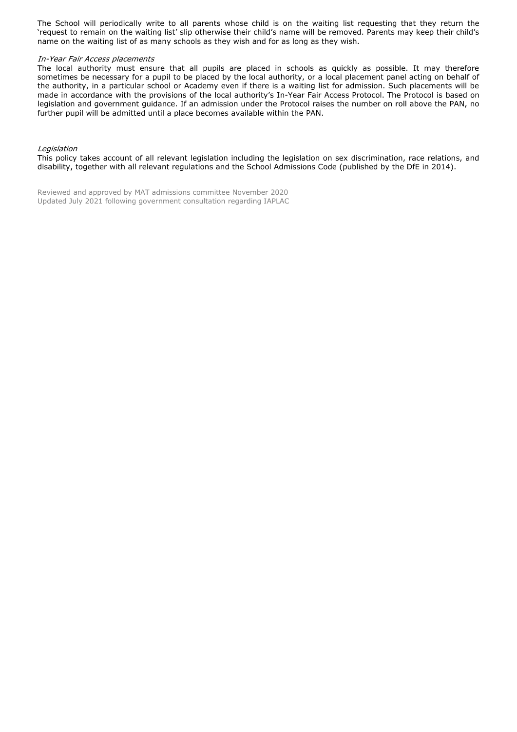The School will periodically write to all parents whose child is on the waiting list requesting that they return the 'request to remain on the waiting list' slip otherwise their child's name will be removed. Parents may keep their child's name on the waiting list of as many schools as they wish and for as long as they wish.

*In-Year Fair Access placements*

The local authority must ensure that all pupils are placed in schools as quickly as possible. It may therefore sometimes be necessary for a pupil to be placed by the local authority, or a local placement panel acting on behalf of the authority, in a particular school or Academy even if there is a waiting list for admission. Such placements will be made in accordance with the provisions of the local authority's In-Year Fair Access Protocol. The Protocol is based on legislation and government guidance. If an admission under the Protocol raises the number on roll above the PAN, no further pupil will be admitted until a place becomes available within the PAN.

*Legislation*

This policy takes account of all relevant legislation including the legislation on sex discrimination, race relations, and disability, together with all relevant regulations and the School Admissions Code (published by the DfE in 2014).

Reviewed and approved by MAT admissions committee November 2020
Updated July 2021 following government consultation regarding IAPLAC